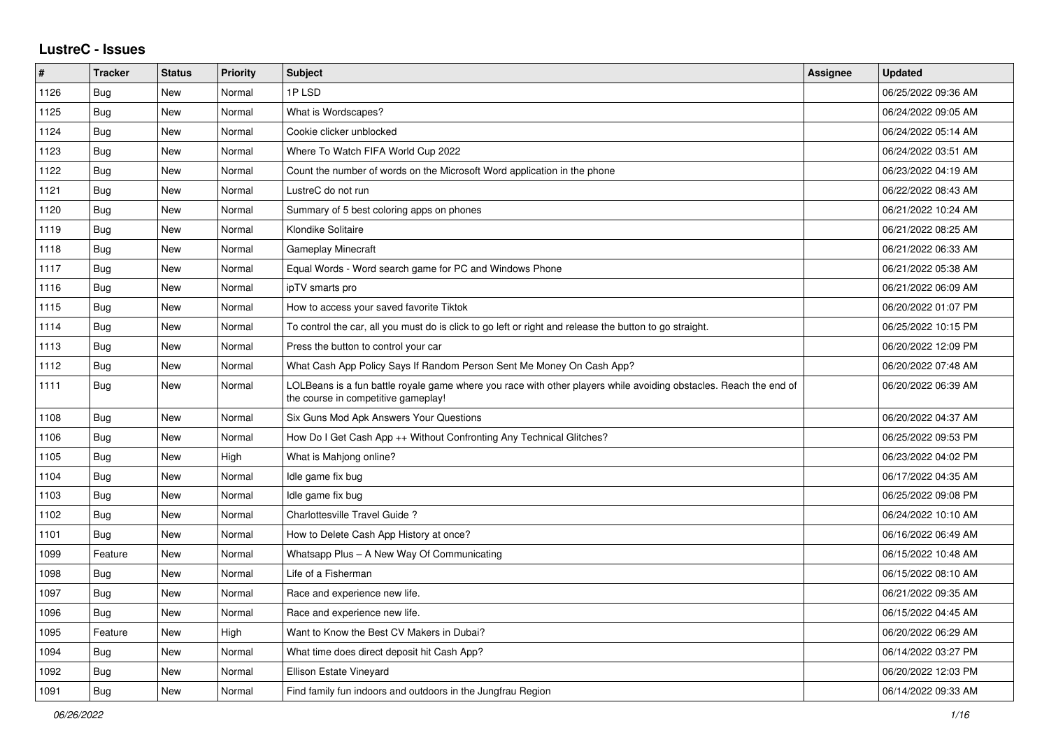# LustreC - Issues

| # | Tracker | Status | Priority | Subject | Assignee | Updated |
|---|---|---|---|---|---|---|
| 1126 | Bug | New | Normal | 1P LSD | | 06/25/2022 09:36 AM |
| 1125 | Bug | New | Normal | What is Wordscapes? | | 06/24/2022 09:05 AM |
| 1124 | Bug | New | Normal | Cookie clicker unblocked | | 06/24/2022 05:14 AM |
| 1123 | Bug | New | Normal | Where To Watch FIFA World Cup 2022 | | 06/24/2022 03:51 AM |
| 1122 | Bug | New | Normal | Count the number of words on the Microsoft Word application in the phone | | 06/23/2022 04:19 AM |
| 1121 | Bug | New | Normal | LustreC do not run | | 06/22/2022 08:43 AM |
| 1120 | Bug | New | Normal | Summary of 5 best coloring apps on phones | | 06/21/2022 10:24 AM |
| 1119 | Bug | New | Normal | Klondike Solitaire | | 06/21/2022 08:25 AM |
| 1118 | Bug | New | Normal | Gameplay Minecraft | | 06/21/2022 06:33 AM |
| 1117 | Bug | New | Normal | Equal Words - Word search game for PC and Windows Phone | | 06/21/2022 05:38 AM |
| 1116 | Bug | New | Normal | ipTV smarts pro | | 06/21/2022 06:09 AM |
| 1115 | Bug | New | Normal | How to access your saved favorite Tiktok | | 06/20/2022 01:07 PM |
| 1114 | Bug | New | Normal | To control the car, all you must do is click to go left or right and release the button to go straight. | | 06/25/2022 10:15 PM |
| 1113 | Bug | New | Normal | Press the button to control your car | | 06/20/2022 12:09 PM |
| 1112 | Bug | New | Normal | What Cash App Policy Says If Random Person Sent Me Money On Cash App? | | 06/20/2022 07:48 AM |
| 1111 | Bug | New | Normal | LOLBeans is a fun battle royale game where you race with other players while avoiding obstacles. Reach the end of the course in competitive gameplay! | | 06/20/2022 06:39 AM |
| 1108 | Bug | New | Normal | Six Guns Mod Apk Answers Your Questions | | 06/20/2022 04:37 AM |
| 1106 | Bug | New | Normal | How Do I Get Cash App ++ Without Confronting Any Technical Glitches? | | 06/25/2022 09:53 PM |
| 1105 | Bug | New | High | What is Mahjong online? | | 06/23/2022 04:02 PM |
| 1104 | Bug | New | Normal | Idle game fix bug | | 06/17/2022 04:35 AM |
| 1103 | Bug | New | Normal | Idle game fix bug | | 06/25/2022 09:08 PM |
| 1102 | Bug | New | Normal | Charlottesville Travel Guide ? | | 06/24/2022 10:10 AM |
| 1101 | Bug | New | Normal | How to Delete Cash App History at once? | | 06/16/2022 06:49 AM |
| 1099 | Feature | New | Normal | Whatsapp Plus – A New Way Of Communicating | | 06/15/2022 10:48 AM |
| 1098 | Bug | New | Normal | Life of a Fisherman | | 06/15/2022 08:10 AM |
| 1097 | Bug | New | Normal | Race and experience new life. | | 06/21/2022 09:35 AM |
| 1096 | Bug | New | Normal | Race and experience new life. | | 06/15/2022 04:45 AM |
| 1095 | Feature | New | High | Want to Know the Best CV Makers in Dubai? | | 06/20/2022 06:29 AM |
| 1094 | Bug | New | Normal | What time does direct deposit hit Cash App? | | 06/14/2022 03:27 PM |
| 1092 | Bug | New | Normal | Ellison Estate Vineyard | | 06/20/2022 12:03 PM |
| 1091 | Bug | New | Normal | Find family fun indoors and outdoors in the Jungfrau Region | | 06/14/2022 09:33 AM |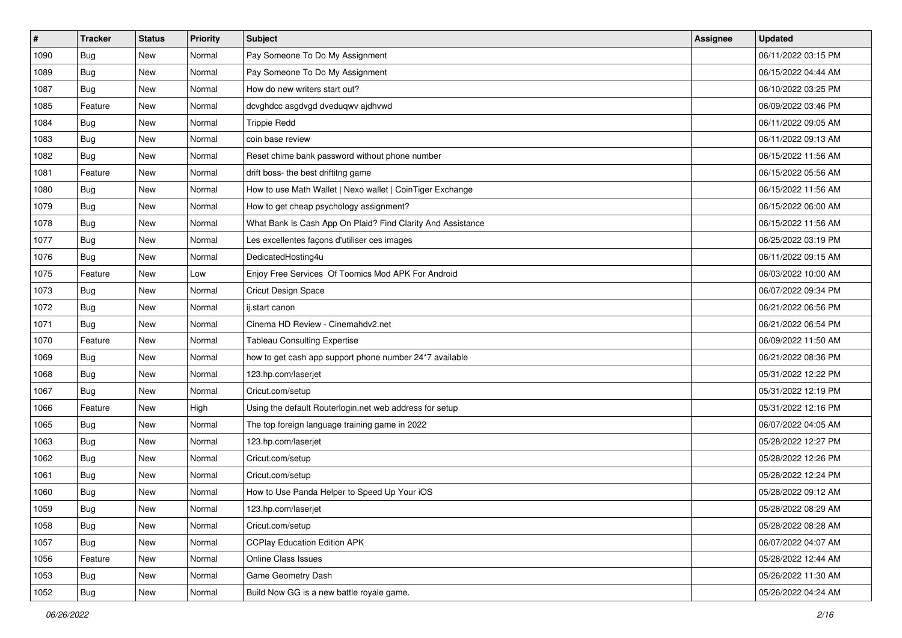| # | Tracker | Status | Priority | Subject | Assignee | Updated |
|---|---|---|---|---|---|---|
| 1090 | Bug | New | Normal | Pay Someone To Do My Assignment | | 06/11/2022 03:15 PM |
| 1089 | Bug | New | Normal | Pay Someone To Do My Assignment | | 06/15/2022 04:44 AM |
| 1087 | Bug | New | Normal | How do new writers start out? | | 06/10/2022 03:25 PM |
| 1085 | Feature | New | Normal | dcvghdcc asgdvgd dveduqwv ajdhvwd | | 06/09/2022 03:46 PM |
| 1084 | Bug | New | Normal | Trippie Redd | | 06/11/2022 09:05 AM |
| 1083 | Bug | New | Normal | coin base review | | 06/11/2022 09:13 AM |
| 1082 | Bug | New | Normal | Reset chime bank password without phone number | | 06/15/2022 11:56 AM |
| 1081 | Feature | New | Normal | drift boss- the best driftitng game | | 06/15/2022 05:56 AM |
| 1080 | Bug | New | Normal | How to use Math Wallet \| Nexo wallet \| CoinTiger Exchange | | 06/15/2022 11:56 AM |
| 1079 | Bug | New | Normal | How to get cheap psychology assignment? | | 06/15/2022 06:00 AM |
| 1078 | Bug | New | Normal | What Bank Is Cash App On Plaid? Find Clarity And Assistance | | 06/15/2022 11:56 AM |
| 1077 | Bug | New | Normal | Les excellentes façons d'utiliser ces images | | 06/25/2022 03:19 PM |
| 1076 | Bug | New | Normal | DedicatedHosting4u | | 06/11/2022 09:15 AM |
| 1075 | Feature | New | Low | Enjoy Free Services Of Toomics Mod APK For Android | | 06/03/2022 10:00 AM |
| 1073 | Bug | New | Normal | Cricut Design Space | | 06/07/2022 09:34 PM |
| 1072 | Bug | New | Normal | ij.start canon | | 06/21/2022 06:56 PM |
| 1071 | Bug | New | Normal | Cinema HD Review - Cinemahdv2.net | | 06/21/2022 06:54 PM |
| 1070 | Feature | New | Normal | Tableau Consulting Expertise | | 06/09/2022 11:50 AM |
| 1069 | Bug | New | Normal | how to get cash app support phone number 24*7 available | | 06/21/2022 08:36 PM |
| 1068 | Bug | New | Normal | 123.hp.com/laserjet | | 05/31/2022 12:22 PM |
| 1067 | Bug | New | Normal | Cricut.com/setup | | 05/31/2022 12:19 PM |
| 1066 | Feature | New | High | Using the default Routerlogin.net web address for setup | | 05/31/2022 12:16 PM |
| 1065 | Bug | New | Normal | The top foreign language training game in 2022 | | 06/07/2022 04:05 AM |
| 1063 | Bug | New | Normal | 123.hp.com/laserjet | | 05/28/2022 12:27 PM |
| 1062 | Bug | New | Normal | Cricut.com/setup | | 05/28/2022 12:26 PM |
| 1061 | Bug | New | Normal | Cricut.com/setup | | 05/28/2022 12:24 PM |
| 1060 | Bug | New | Normal | How to Use Panda Helper to Speed Up Your iOS | | 05/28/2022 09:12 AM |
| 1059 | Bug | New | Normal | 123.hp.com/laserjet | | 05/28/2022 08:29 AM |
| 1058 | Bug | New | Normal | Cricut.com/setup | | 05/28/2022 08:28 AM |
| 1057 | Bug | New | Normal | CCPlay Education Edition APK | | 06/07/2022 04:07 AM |
| 1056 | Feature | New | Normal | Online Class Issues | | 05/28/2022 12:44 AM |
| 1053 | Bug | New | Normal | Game Geometry Dash | | 05/26/2022 11:30 AM |
| 1052 | Bug | New | Normal | Build Now GG is a new battle royale game. | | 05/26/2022 04:24 AM |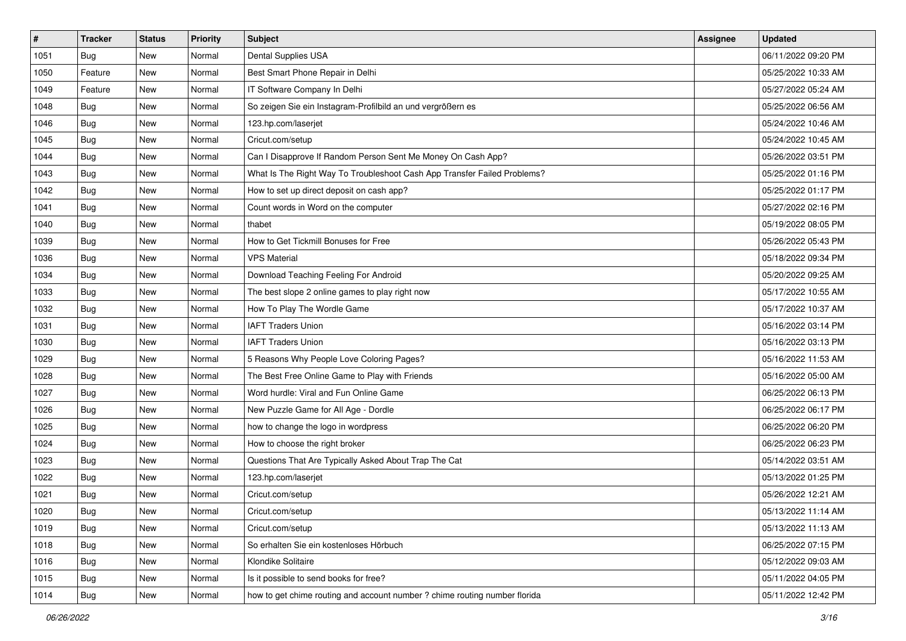| # | Tracker | Status | Priority | Subject | Assignee | Updated |
|---|---|---|---|---|---|---|
| 1051 | Bug | New | Normal | Dental Supplies USA | | 06/11/2022 09:20 PM |
| 1050 | Feature | New | Normal | Best Smart Phone Repair in Delhi | | 05/25/2022 10:33 AM |
| 1049 | Feature | New | Normal | IT Software Company In Delhi | | 05/27/2022 05:24 AM |
| 1048 | Bug | New | Normal | So zeigen Sie ein Instagram-Profilbild an und vergrößern es | | 05/25/2022 06:56 AM |
| 1046 | Bug | New | Normal | 123.hp.com/laserjet | | 05/24/2022 10:46 AM |
| 1045 | Bug | New | Normal | Cricut.com/setup | | 05/24/2022 10:45 AM |
| 1044 | Bug | New | Normal | Can I Disapprove If Random Person Sent Me Money On Cash App? | | 05/26/2022 03:51 PM |
| 1043 | Bug | New | Normal | What Is The Right Way To Troubleshoot Cash App Transfer Failed Problems? | | 05/25/2022 01:16 PM |
| 1042 | Bug | New | Normal | How to set up direct deposit on cash app? | | 05/25/2022 01:17 PM |
| 1041 | Bug | New | Normal | Count words in Word on the computer | | 05/27/2022 02:16 PM |
| 1040 | Bug | New | Normal | thabet | | 05/19/2022 08:05 PM |
| 1039 | Bug | New | Normal | How to Get Tickmill Bonuses for Free | | 05/26/2022 05:43 PM |
| 1036 | Bug | New | Normal | VPS Material | | 05/18/2022 09:34 PM |
| 1034 | Bug | New | Normal | Download Teaching Feeling For Android | | 05/20/2022 09:25 AM |
| 1033 | Bug | New | Normal | The best slope 2 online games to play right now | | 05/17/2022 10:55 AM |
| 1032 | Bug | New | Normal | How To Play The Wordle Game | | 05/17/2022 10:37 AM |
| 1031 | Bug | New | Normal | IAFT Traders Union | | 05/16/2022 03:14 PM |
| 1030 | Bug | New | Normal | IAFT Traders Union | | 05/16/2022 03:13 PM |
| 1029 | Bug | New | Normal | 5 Reasons Why People Love Coloring Pages? | | 05/16/2022 11:53 AM |
| 1028 | Bug | New | Normal | The Best Free Online Game to Play with Friends | | 05/16/2022 05:00 AM |
| 1027 | Bug | New | Normal | Word hurdle: Viral and Fun Online Game | | 06/25/2022 06:13 PM |
| 1026 | Bug | New | Normal | New Puzzle Game for All Age - Dordle | | 06/25/2022 06:17 PM |
| 1025 | Bug | New | Normal | how to change the logo in wordpress | | 06/25/2022 06:20 PM |
| 1024 | Bug | New | Normal | How to choose the right broker | | 06/25/2022 06:23 PM |
| 1023 | Bug | New | Normal | Questions That Are Typically Asked About Trap The Cat | | 05/14/2022 03:51 AM |
| 1022 | Bug | New | Normal | 123.hp.com/laserjet | | 05/13/2022 01:25 PM |
| 1021 | Bug | New | Normal | Cricut.com/setup | | 05/26/2022 12:21 AM |
| 1020 | Bug | New | Normal | Cricut.com/setup | | 05/13/2022 11:14 AM |
| 1019 | Bug | New | Normal | Cricut.com/setup | | 05/13/2022 11:13 AM |
| 1018 | Bug | New | Normal | So erhalten Sie ein kostenloses Hörbuch | | 06/25/2022 07:15 PM |
| 1016 | Bug | New | Normal | Klondike Solitaire | | 05/12/2022 09:03 AM |
| 1015 | Bug | New | Normal | Is it possible to send books for free? | | 05/11/2022 04:05 PM |
| 1014 | Bug | New | Normal | how to get chime routing and account number ? chime routing number florida | | 05/11/2022 12:42 PM |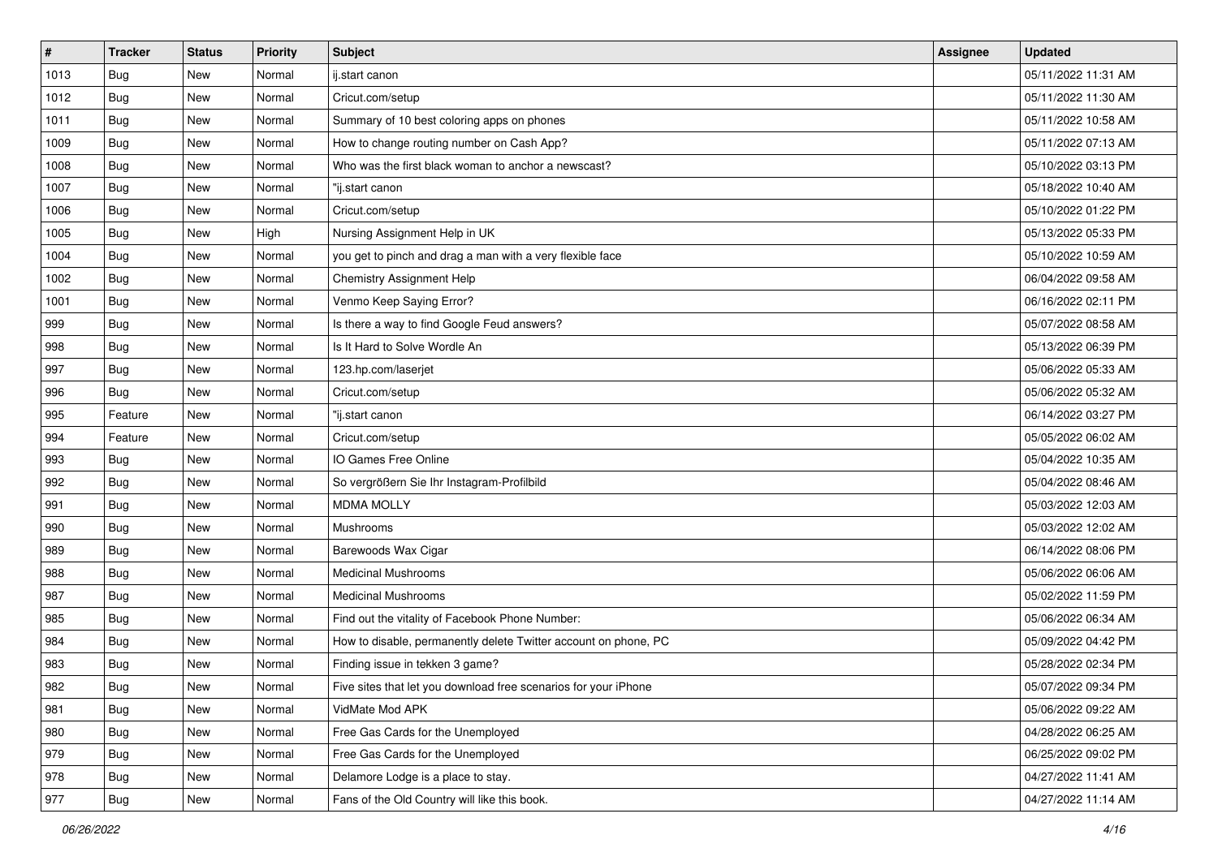| # | Tracker | Status | Priority | Subject | Assignee | Updated |
| --- | --- | --- | --- | --- | --- | --- |
| 1013 | Bug | New | Normal | ij.start canon | | 05/11/2022 11:31 AM |
| 1012 | Bug | New | Normal | Cricut.com/setup | | 05/11/2022 11:30 AM |
| 1011 | Bug | New | Normal | Summary of 10 best coloring apps on phones | | 05/11/2022 10:58 AM |
| 1009 | Bug | New | Normal | How to change routing number on Cash App? | | 05/11/2022 07:13 AM |
| 1008 | Bug | New | Normal | Who was the first black woman to anchor a newscast? | | 05/10/2022 03:13 PM |
| 1007 | Bug | New | Normal | "ij.start canon | | 05/18/2022 10:40 AM |
| 1006 | Bug | New | Normal | Cricut.com/setup | | 05/10/2022 01:22 PM |
| 1005 | Bug | New | High | Nursing Assignment Help in UK | | 05/13/2022 05:33 PM |
| 1004 | Bug | New | Normal | you get to pinch and drag a man with a very flexible face | | 05/10/2022 10:59 AM |
| 1002 | Bug | New | Normal | Chemistry Assignment Help | | 06/04/2022 09:58 AM |
| 1001 | Bug | New | Normal | Venmo Keep Saying Error? | | 06/16/2022 02:11 PM |
| 999 | Bug | New | Normal | Is there a way to find Google Feud answers? | | 05/07/2022 08:58 AM |
| 998 | Bug | New | Normal | Is It Hard to Solve Wordle An | | 05/13/2022 06:39 PM |
| 997 | Bug | New | Normal | 123.hp.com/laserjet | | 05/06/2022 05:33 AM |
| 996 | Bug | New | Normal | Cricut.com/setup | | 05/06/2022 05:32 AM |
| 995 | Feature | New | Normal | "ij.start canon | | 06/14/2022 03:27 PM |
| 994 | Feature | New | Normal | Cricut.com/setup | | 05/05/2022 06:02 AM |
| 993 | Bug | New | Normal | IO Games Free Online | | 05/04/2022 10:35 AM |
| 992 | Bug | New | Normal | So vergrößern Sie Ihr Instagram-Profilbild | | 05/04/2022 08:46 AM |
| 991 | Bug | New | Normal | MDMA MOLLY | | 05/03/2022 12:03 AM |
| 990 | Bug | New | Normal | Mushrooms | | 05/03/2022 12:02 AM |
| 989 | Bug | New | Normal | Barewoods Wax Cigar | | 06/14/2022 08:06 PM |
| 988 | Bug | New | Normal | Medicinal Mushrooms | | 05/06/2022 06:06 AM |
| 987 | Bug | New | Normal | Medicinal Mushrooms | | 05/02/2022 11:59 PM |
| 985 | Bug | New | Normal | Find out the vitality of Facebook Phone Number: | | 05/06/2022 06:34 AM |
| 984 | Bug | New | Normal | How to disable, permanently delete Twitter account on phone, PC | | 05/09/2022 04:42 PM |
| 983 | Bug | New | Normal | Finding issue in tekken 3 game? | | 05/28/2022 02:34 PM |
| 982 | Bug | New | Normal | Five sites that let you download free scenarios for your iPhone | | 05/07/2022 09:34 PM |
| 981 | Bug | New | Normal | VidMate Mod APK | | 05/06/2022 09:22 AM |
| 980 | Bug | New | Normal | Free Gas Cards for the Unemployed | | 04/28/2022 06:25 AM |
| 979 | Bug | New | Normal | Free Gas Cards for the Unemployed | | 06/25/2022 09:02 PM |
| 978 | Bug | New | Normal | Delamore Lodge is a place to stay. | | 04/27/2022 11:41 AM |
| 977 | Bug | New | Normal | Fans of the Old Country will like this book. | | 04/27/2022 11:14 AM |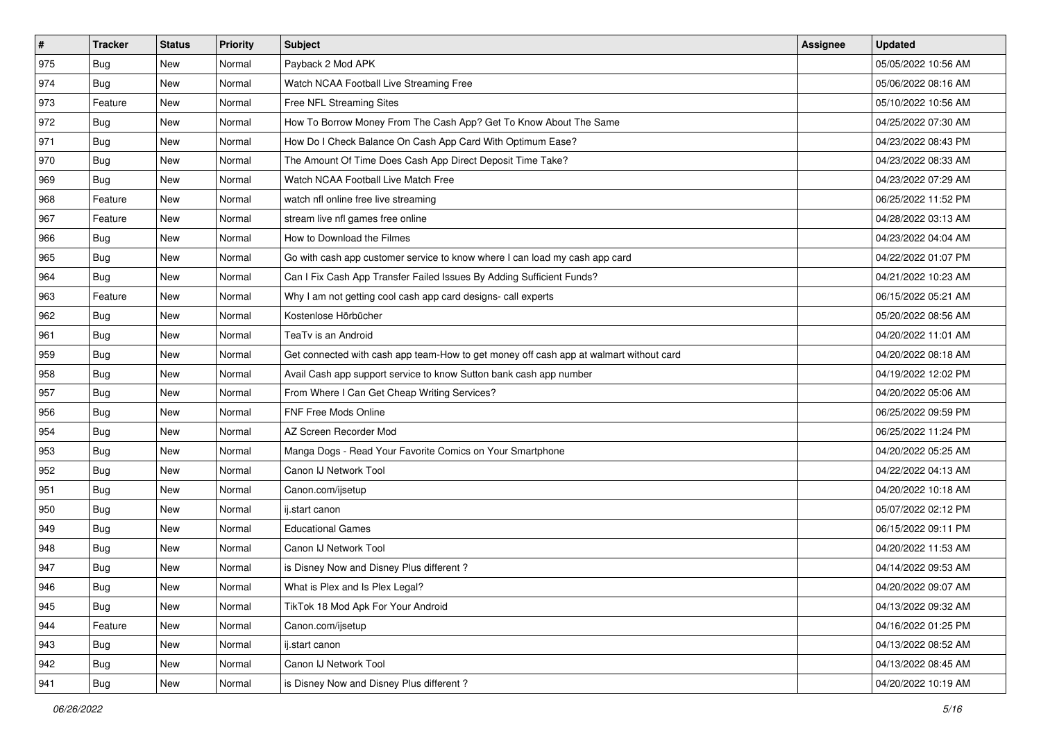| # | Tracker | Status | Priority | Subject | Assignee | Updated |
|---|---|---|---|---|---|---|
| 975 | Bug | New | Normal | Payback 2 Mod APK | | 05/05/2022 10:56 AM |
| 974 | Bug | New | Normal | Watch NCAA Football Live Streaming Free | | 05/06/2022 08:16 AM |
| 973 | Feature | New | Normal | Free NFL Streaming Sites | | 05/10/2022 10:56 AM |
| 972 | Bug | New | Normal | How To Borrow Money From The Cash App? Get To Know About The Same | | 04/25/2022 07:30 AM |
| 971 | Bug | New | Normal | How Do I Check Balance On Cash App Card With Optimum Ease? | | 04/23/2022 08:43 PM |
| 970 | Bug | New | Normal | The Amount Of Time Does Cash App Direct Deposit Time Take? | | 04/23/2022 08:33 AM |
| 969 | Bug | New | Normal | Watch NCAA Football Live Match Free | | 04/23/2022 07:29 AM |
| 968 | Feature | New | Normal | watch nfl online free live streaming | | 06/25/2022 11:52 PM |
| 967 | Feature | New | Normal | stream live nfl games free online | | 04/28/2022 03:13 AM |
| 966 | Bug | New | Normal | How to Download the Filmes | | 04/23/2022 04:04 AM |
| 965 | Bug | New | Normal | Go with cash app customer service to know where I can load my cash app card | | 04/22/2022 01:07 PM |
| 964 | Bug | New | Normal | Can I Fix Cash App Transfer Failed Issues By Adding Sufficient Funds? | | 04/21/2022 10:23 AM |
| 963 | Feature | New | Normal | Why I am not getting cool cash app card designs- call experts | | 06/15/2022 05:21 AM |
| 962 | Bug | New | Normal | Kostenlose Hörbücher | | 05/20/2022 08:56 AM |
| 961 | Bug | New | Normal | TeaTv is an Android | | 04/20/2022 11:01 AM |
| 959 | Bug | New | Normal | Get connected with cash app team-How to get money off cash app at walmart without card | | 04/20/2022 08:18 AM |
| 958 | Bug | New | Normal | Avail Cash app support service to know Sutton bank cash app number | | 04/19/2022 12:02 PM |
| 957 | Bug | New | Normal | From Where I Can Get Cheap Writing Services? | | 04/20/2022 05:06 AM |
| 956 | Bug | New | Normal | FNF Free Mods Online | | 06/25/2022 09:59 PM |
| 954 | Bug | New | Normal | AZ Screen Recorder Mod | | 06/25/2022 11:24 PM |
| 953 | Bug | New | Normal | Manga Dogs - Read Your Favorite Comics on Your Smartphone | | 04/20/2022 05:25 AM |
| 952 | Bug | New | Normal | Canon IJ Network Tool | | 04/22/2022 04:13 AM |
| 951 | Bug | New | Normal | Canon.com/ijsetup | | 04/20/2022 10:18 AM |
| 950 | Bug | New | Normal | ij.start canon | | 05/07/2022 02:12 PM |
| 949 | Bug | New | Normal | Educational Games | | 06/15/2022 09:11 PM |
| 948 | Bug | New | Normal | Canon IJ Network Tool | | 04/20/2022 11:53 AM |
| 947 | Bug | New | Normal | is Disney Now and Disney Plus different ? | | 04/14/2022 09:53 AM |
| 946 | Bug | New | Normal | What is Plex and Is Plex Legal? | | 04/20/2022 09:07 AM |
| 945 | Bug | New | Normal | TikTok 18 Mod Apk For Your Android | | 04/13/2022 09:32 AM |
| 944 | Feature | New | Normal | Canon.com/ijsetup | | 04/16/2022 01:25 PM |
| 943 | Bug | New | Normal | ij.start canon | | 04/13/2022 08:52 AM |
| 942 | Bug | New | Normal | Canon IJ Network Tool | | 04/13/2022 08:45 AM |
| 941 | Bug | New | Normal | is Disney Now and Disney Plus different ? | | 04/20/2022 10:19 AM |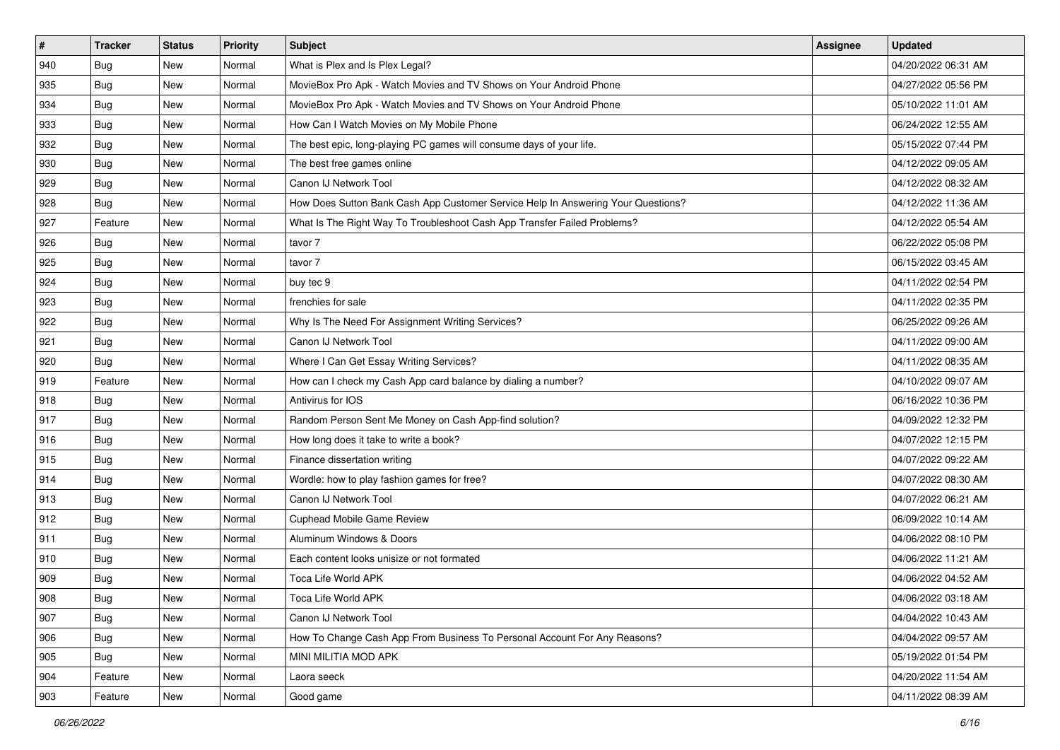| # | Tracker | Status | Priority | Subject | Assignee | Updated |
|---|---|---|---|---|---|---|
| 940 | Bug | New | Normal | What is Plex and Is Plex Legal? | | 04/20/2022 06:31 AM |
| 935 | Bug | New | Normal | MovieBox Pro Apk - Watch Movies and TV Shows on Your Android Phone | | 04/27/2022 05:56 PM |
| 934 | Bug | New | Normal | MovieBox Pro Apk - Watch Movies and TV Shows on Your Android Phone | | 05/10/2022 11:01 AM |
| 933 | Bug | New | Normal | How Can I Watch Movies on My Mobile Phone | | 06/24/2022 12:55 AM |
| 932 | Bug | New | Normal | The best epic, long-playing PC games will consume days of your life. | | 05/15/2022 07:44 PM |
| 930 | Bug | New | Normal | The best free games online | | 04/12/2022 09:05 AM |
| 929 | Bug | New | Normal | Canon IJ Network Tool | | 04/12/2022 08:32 AM |
| 928 | Bug | New | Normal | How Does Sutton Bank Cash App Customer Service Help In Answering Your Questions? | | 04/12/2022 11:36 AM |
| 927 | Feature | New | Normal | What Is The Right Way To Troubleshoot Cash App Transfer Failed Problems? | | 04/12/2022 05:54 AM |
| 926 | Bug | New | Normal | tavor 7 | | 06/22/2022 05:08 PM |
| 925 | Bug | New | Normal | tavor 7 | | 06/15/2022 03:45 AM |
| 924 | Bug | New | Normal | buy tec 9 | | 04/11/2022 02:54 PM |
| 923 | Bug | New | Normal | frenchies for sale | | 04/11/2022 02:35 PM |
| 922 | Bug | New | Normal | Why Is The Need For Assignment Writing Services? | | 06/25/2022 09:26 AM |
| 921 | Bug | New | Normal | Canon IJ Network Tool | | 04/11/2022 09:00 AM |
| 920 | Bug | New | Normal | Where I Can Get Essay Writing Services? | | 04/11/2022 08:35 AM |
| 919 | Feature | New | Normal | How can I check my Cash App card balance by dialing a number? | | 04/10/2022 09:07 AM |
| 918 | Bug | New | Normal | Antivirus for IOS | | 06/16/2022 10:36 PM |
| 917 | Bug | New | Normal | Random Person Sent Me Money on Cash App-find solution? | | 04/09/2022 12:32 PM |
| 916 | Bug | New | Normal | How long does it take to write a book? | | 04/07/2022 12:15 PM |
| 915 | Bug | New | Normal | Finance dissertation writing | | 04/07/2022 09:22 AM |
| 914 | Bug | New | Normal | Wordle: how to play fashion games for free? | | 04/07/2022 08:30 AM |
| 913 | Bug | New | Normal | Canon IJ Network Tool | | 04/07/2022 06:21 AM |
| 912 | Bug | New | Normal | Cuphead Mobile Game Review | | 06/09/2022 10:14 AM |
| 911 | Bug | New | Normal | Aluminum Windows & Doors | | 04/06/2022 08:10 PM |
| 910 | Bug | New | Normal | Each content looks unisize or not formated | | 04/06/2022 11:21 AM |
| 909 | Bug | New | Normal | Toca Life World APK | | 04/06/2022 04:52 AM |
| 908 | Bug | New | Normal | Toca Life World APK | | 04/06/2022 03:18 AM |
| 907 | Bug | New | Normal | Canon IJ Network Tool | | 04/04/2022 10:43 AM |
| 906 | Bug | New | Normal | How To Change Cash App From Business To Personal Account For Any Reasons? | | 04/04/2022 09:57 AM |
| 905 | Bug | New | Normal | MINI MILITIA MOD APK | | 05/19/2022 01:54 PM |
| 904 | Feature | New | Normal | Laora seeck | | 04/20/2022 11:54 AM |
| 903 | Feature | New | Normal | Good game | | 04/11/2022 08:39 AM |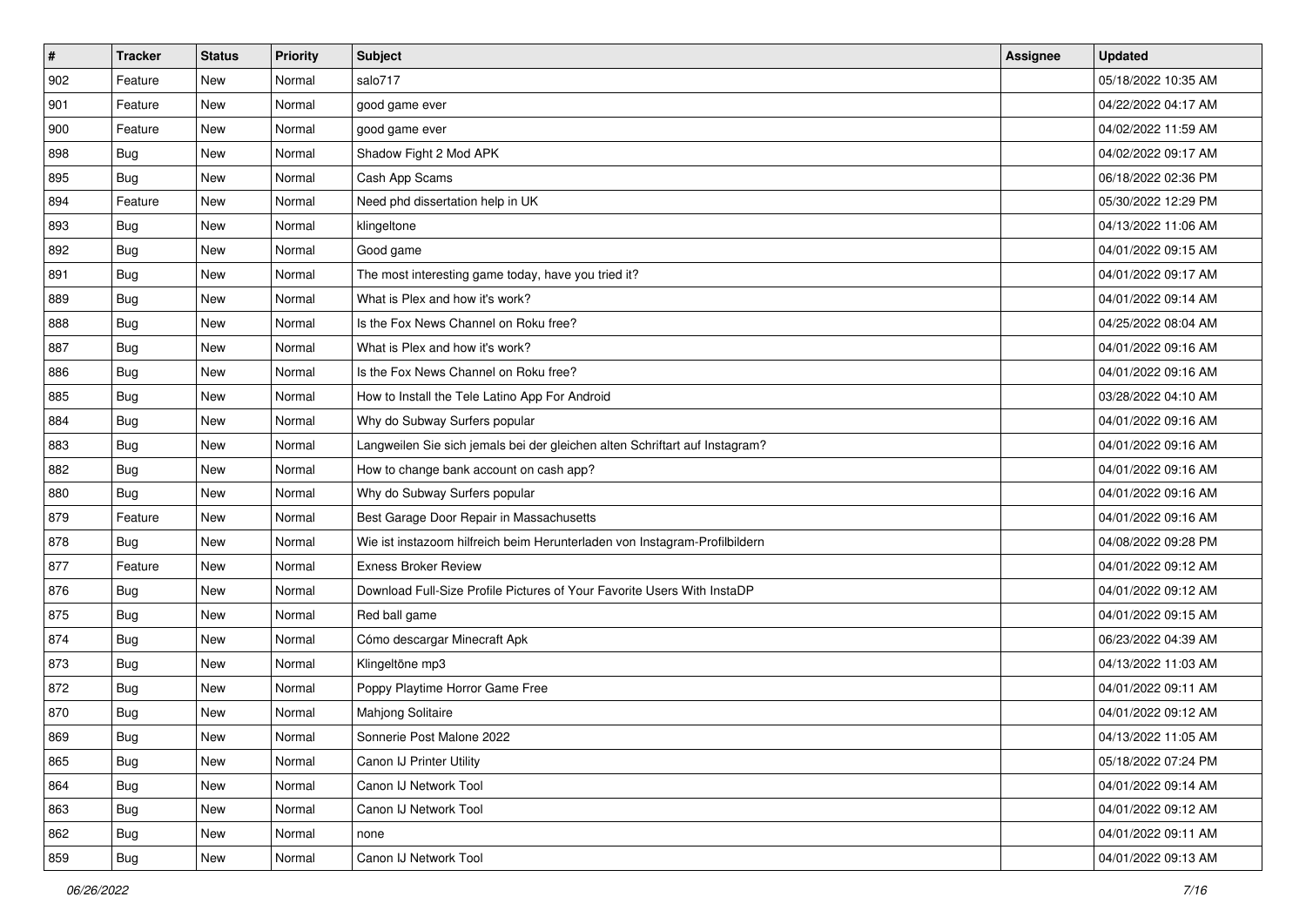| # | Tracker | Status | Priority | Subject | Assignee | Updated |
| --- | --- | --- | --- | --- | --- | --- |
| 902 | Feature | New | Normal | salo717 | | 05/18/2022 10:35 AM |
| 901 | Feature | New | Normal | good game ever | | 04/22/2022 04:17 AM |
| 900 | Feature | New | Normal | good game ever | | 04/02/2022 11:59 AM |
| 898 | Bug | New | Normal | Shadow Fight 2 Mod APK | | 04/02/2022 09:17 AM |
| 895 | Bug | New | Normal | Cash App Scams | | 06/18/2022 02:36 PM |
| 894 | Feature | New | Normal | Need phd dissertation help in UK | | 05/30/2022 12:29 PM |
| 893 | Bug | New | Normal | klingeltone | | 04/13/2022 11:06 AM |
| 892 | Bug | New | Normal | Good game | | 04/01/2022 09:15 AM |
| 891 | Bug | New | Normal | The most interesting game today, have you tried it? | | 04/01/2022 09:17 AM |
| 889 | Bug | New | Normal | What is Plex and how it's work? | | 04/01/2022 09:14 AM |
| 888 | Bug | New | Normal | Is the Fox News Channel on Roku free? | | 04/25/2022 08:04 AM |
| 887 | Bug | New | Normal | What is Plex and how it's work? | | 04/01/2022 09:16 AM |
| 886 | Bug | New | Normal | Is the Fox News Channel on Roku free? | | 04/01/2022 09:16 AM |
| 885 | Bug | New | Normal | How to Install the Tele Latino App For Android | | 03/28/2022 04:10 AM |
| 884 | Bug | New | Normal | Why do Subway Surfers popular | | 04/01/2022 09:16 AM |
| 883 | Bug | New | Normal | Langweilen Sie sich jemals bei der gleichen alten Schriftart auf Instagram? | | 04/01/2022 09:16 AM |
| 882 | Bug | New | Normal | How to change bank account on cash app? | | 04/01/2022 09:16 AM |
| 880 | Bug | New | Normal | Why do Subway Surfers popular | | 04/01/2022 09:16 AM |
| 879 | Feature | New | Normal | Best Garage Door Repair in Massachusetts | | 04/01/2022 09:16 AM |
| 878 | Bug | New | Normal | Wie ist instazoom hilfreich beim Herunterladen von Instagram-Profilbildern | | 04/08/2022 09:28 PM |
| 877 | Feature | New | Normal | Exness Broker Review | | 04/01/2022 09:12 AM |
| 876 | Bug | New | Normal | Download Full-Size Profile Pictures of Your Favorite Users With InstaDP | | 04/01/2022 09:12 AM |
| 875 | Bug | New | Normal | Red ball game | | 04/01/2022 09:15 AM |
| 874 | Bug | New | Normal | Cómo descargar Minecraft Apk | | 06/23/2022 04:39 AM |
| 873 | Bug | New | Normal | Klingeltöne mp3 | | 04/13/2022 11:03 AM |
| 872 | Bug | New | Normal | Poppy Playtime Horror Game Free | | 04/01/2022 09:11 AM |
| 870 | Bug | New | Normal | Mahjong Solitaire | | 04/01/2022 09:12 AM |
| 869 | Bug | New | Normal | Sonnerie Post Malone 2022 | | 04/13/2022 11:05 AM |
| 865 | Bug | New | Normal | Canon IJ Printer Utility | | 05/18/2022 07:24 PM |
| 864 | Bug | New | Normal | Canon IJ Network Tool | | 04/01/2022 09:14 AM |
| 863 | Bug | New | Normal | Canon IJ Network Tool | | 04/01/2022 09:12 AM |
| 862 | Bug | New | Normal | none | | 04/01/2022 09:11 AM |
| 859 | Bug | New | Normal | Canon IJ Network Tool | | 04/01/2022 09:13 AM |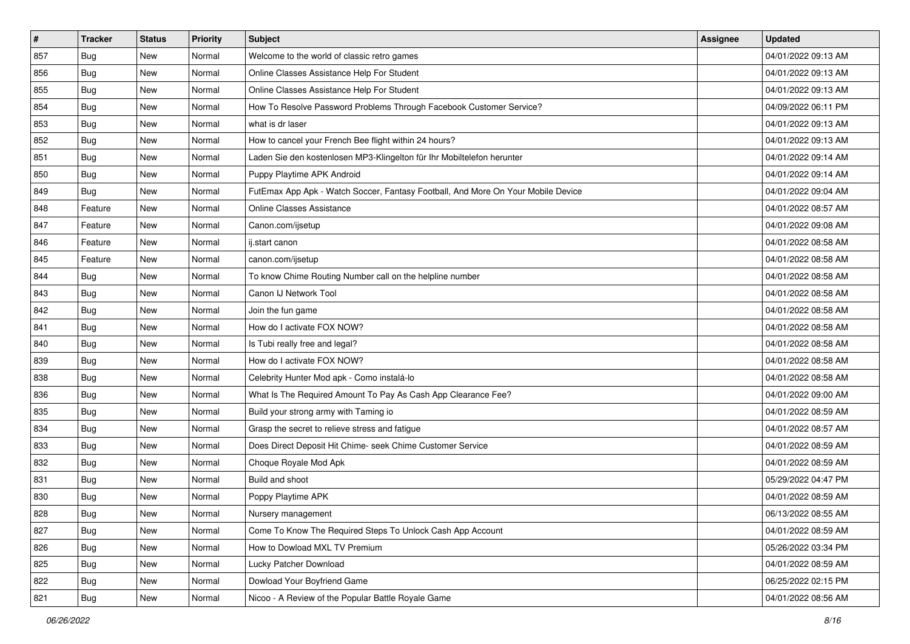| # | Tracker | Status | Priority | Subject | Assignee | Updated |
| --- | --- | --- | --- | --- | --- | --- |
| 857 | Bug | New | Normal | Welcome to the world of classic retro games | | 04/01/2022 09:13 AM |
| 856 | Bug | New | Normal | Online Classes Assistance Help For Student | | 04/01/2022 09:13 AM |
| 855 | Bug | New | Normal | Online Classes Assistance Help For Student | | 04/01/2022 09:13 AM |
| 854 | Bug | New | Normal | How To Resolve Password Problems Through Facebook Customer Service? | | 04/09/2022 06:11 PM |
| 853 | Bug | New | Normal | what is dr laser | | 04/01/2022 09:13 AM |
| 852 | Bug | New | Normal | How to cancel your French Bee flight within 24 hours? | | 04/01/2022 09:13 AM |
| 851 | Bug | New | Normal | Laden Sie den kostenlosen MP3-Klingelton für Ihr Mobiltelefon herunter | | 04/01/2022 09:14 AM |
| 850 | Bug | New | Normal | Puppy Playtime APK Android | | 04/01/2022 09:14 AM |
| 849 | Bug | New | Normal | FutEmax App Apk - Watch Soccer, Fantasy Football, And More On Your Mobile Device | | 04/01/2022 09:04 AM |
| 848 | Feature | New | Normal | Online Classes Assistance | | 04/01/2022 08:57 AM |
| 847 | Feature | New | Normal | Canon.com/ijsetup | | 04/01/2022 09:08 AM |
| 846 | Feature | New | Normal | ij.start canon | | 04/01/2022 08:58 AM |
| 845 | Feature | New | Normal | canon.com/ijsetup | | 04/01/2022 08:58 AM |
| 844 | Bug | New | Normal | To know Chime Routing Number call on the helpline number | | 04/01/2022 08:58 AM |
| 843 | Bug | New | Normal | Canon IJ Network Tool | | 04/01/2022 08:58 AM |
| 842 | Bug | New | Normal | Join the fun game | | 04/01/2022 08:58 AM |
| 841 | Bug | New | Normal | How do I activate FOX NOW? | | 04/01/2022 08:58 AM |
| 840 | Bug | New | Normal | Is Tubi really free and legal? | | 04/01/2022 08:58 AM |
| 839 | Bug | New | Normal | How do I activate FOX NOW? | | 04/01/2022 08:58 AM |
| 838 | Bug | New | Normal | Celebrity Hunter Mod apk - Como instalá-lo | | 04/01/2022 08:58 AM |
| 836 | Bug | New | Normal | What Is The Required Amount To Pay As Cash App Clearance Fee? | | 04/01/2022 09:00 AM |
| 835 | Bug | New | Normal | Build your strong army with Taming io | | 04/01/2022 08:59 AM |
| 834 | Bug | New | Normal | Grasp the secret to relieve stress and fatigue | | 04/01/2022 08:57 AM |
| 833 | Bug | New | Normal | Does Direct Deposit Hit Chime- seek Chime Customer Service | | 04/01/2022 08:59 AM |
| 832 | Bug | New | Normal | Choque Royale Mod Apk | | 04/01/2022 08:59 AM |
| 831 | Bug | New | Normal | Build and shoot | | 05/29/2022 04:47 PM |
| 830 | Bug | New | Normal | Poppy Playtime APK | | 04/01/2022 08:59 AM |
| 828 | Bug | New | Normal | Nursery management | | 06/13/2022 08:55 AM |
| 827 | Bug | New | Normal | Come To Know The Required Steps To Unlock Cash App Account | | 04/01/2022 08:59 AM |
| 826 | Bug | New | Normal | How to Dowload MXL TV Premium | | 05/26/2022 03:34 PM |
| 825 | Bug | New | Normal | Lucky Patcher Download | | 04/01/2022 08:59 AM |
| 822 | Bug | New | Normal | Dowload Your Boyfriend Game | | 06/25/2022 02:15 PM |
| 821 | Bug | New | Normal | Nicoo - A Review of the Popular Battle Royale Game | | 04/01/2022 08:56 AM |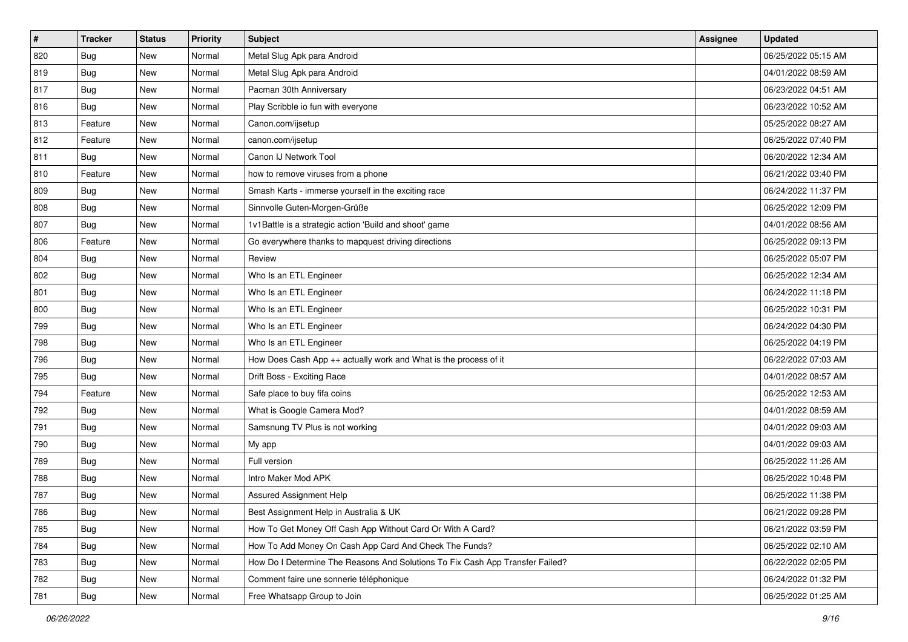| # | Tracker | Status | Priority | Subject | Assignee | Updated |
|---|---|---|---|---|---|---|
| 820 | Bug | New | Normal | Metal Slug Apk para Android | | 06/25/2022 05:15 AM |
| 819 | Bug | New | Normal | Metal Slug Apk para Android | | 04/01/2022 08:59 AM |
| 817 | Bug | New | Normal | Pacman 30th Anniversary | | 06/23/2022 04:51 AM |
| 816 | Bug | New | Normal | Play Scribble io fun with everyone | | 06/23/2022 10:52 AM |
| 813 | Feature | New | Normal | Canon.com/ijsetup | | 05/25/2022 08:27 AM |
| 812 | Feature | New | Normal | canon.com/ijsetup | | 06/25/2022 07:40 PM |
| 811 | Bug | New | Normal | Canon IJ Network Tool | | 06/20/2022 12:34 AM |
| 810 | Feature | New | Normal | how to remove viruses from a phone | | 06/21/2022 03:40 PM |
| 809 | Bug | New | Normal | Smash Karts - immerse yourself in the exciting race | | 06/24/2022 11:37 PM |
| 808 | Bug | New | Normal | Sinnvolle Guten-Morgen-Grüße | | 06/25/2022 12:09 PM |
| 807 | Bug | New | Normal | 1v1Battle is a strategic action 'Build and shoot' game | | 04/01/2022 08:56 AM |
| 806 | Feature | New | Normal | Go everywhere thanks to mapquest driving directions | | 06/25/2022 09:13 PM |
| 804 | Bug | New | Normal | Review | | 06/25/2022 05:07 PM |
| 802 | Bug | New | Normal | Who Is an ETL Engineer | | 06/25/2022 12:34 AM |
| 801 | Bug | New | Normal | Who Is an ETL Engineer | | 06/24/2022 11:18 PM |
| 800 | Bug | New | Normal | Who Is an ETL Engineer | | 06/25/2022 10:31 PM |
| 799 | Bug | New | Normal | Who Is an ETL Engineer | | 06/24/2022 04:30 PM |
| 798 | Bug | New | Normal | Who Is an ETL Engineer | | 06/25/2022 04:19 PM |
| 796 | Bug | New | Normal | How Does Cash App ++ actually work and What is the process of it | | 06/22/2022 07:03 AM |
| 795 | Bug | New | Normal | Drift Boss - Exciting Race | | 04/01/2022 08:57 AM |
| 794 | Feature | New | Normal | Safe place to buy fifa coins | | 06/25/2022 12:53 AM |
| 792 | Bug | New | Normal | What is Google Camera Mod? | | 04/01/2022 08:59 AM |
| 791 | Bug | New | Normal | Samsnung TV Plus is not working | | 04/01/2022 09:03 AM |
| 790 | Bug | New | Normal | My app | | 04/01/2022 09:03 AM |
| 789 | Bug | New | Normal | Full version | | 06/25/2022 11:26 AM |
| 788 | Bug | New | Normal | Intro Maker Mod APK | | 06/25/2022 10:48 PM |
| 787 | Bug | New | Normal | Assured Assignment Help | | 06/25/2022 11:38 PM |
| 786 | Bug | New | Normal | Best Assignment Help in Australia & UK | | 06/21/2022 09:28 PM |
| 785 | Bug | New | Normal | How To Get Money Off Cash App Without Card Or With A Card? | | 06/21/2022 03:59 PM |
| 784 | Bug | New | Normal | How To Add Money On Cash App Card And Check The Funds? | | 06/25/2022 02:10 AM |
| 783 | Bug | New | Normal | How Do I Determine The Reasons And Solutions To Fix Cash App Transfer Failed? | | 06/22/2022 02:05 PM |
| 782 | Bug | New | Normal | Comment faire une sonnerie téléphonique | | 06/24/2022 01:32 PM |
| 781 | Bug | New | Normal | Free Whatsapp Group to Join | | 06/25/2022 01:25 AM |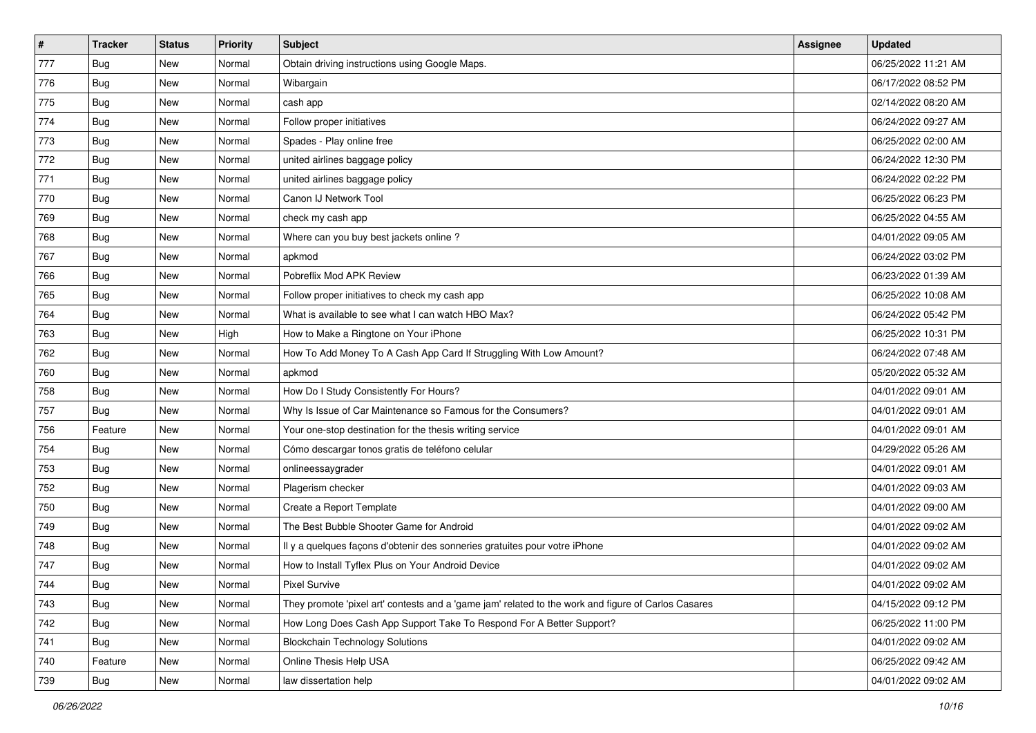| # | Tracker | Status | Priority | Subject | Assignee | Updated |
|---|---|---|---|---|---|---|
| 777 | Bug | New | Normal | Obtain driving instructions using Google Maps. | | 06/25/2022 11:21 AM |
| 776 | Bug | New | Normal | Wibargain | | 06/17/2022 08:52 PM |
| 775 | Bug | New | Normal | cash app | | 02/14/2022 08:20 AM |
| 774 | Bug | New | Normal | Follow proper initiatives | | 06/24/2022 09:27 AM |
| 773 | Bug | New | Normal | Spades - Play online free | | 06/25/2022 02:00 AM |
| 772 | Bug | New | Normal | united airlines baggage policy | | 06/24/2022 12:30 PM |
| 771 | Bug | New | Normal | united airlines baggage policy | | 06/24/2022 02:22 PM |
| 770 | Bug | New | Normal | Canon IJ Network Tool | | 06/25/2022 06:23 PM |
| 769 | Bug | New | Normal | check my cash app | | 06/25/2022 04:55 AM |
| 768 | Bug | New | Normal | Where can you buy best jackets online ? | | 04/01/2022 09:05 AM |
| 767 | Bug | New | Normal | apkmod | | 06/24/2022 03:02 PM |
| 766 | Bug | New | Normal | Pobreflix Mod APK Review | | 06/23/2022 01:39 AM |
| 765 | Bug | New | Normal | Follow proper initiatives to check my cash app | | 06/25/2022 10:08 AM |
| 764 | Bug | New | Normal | What is available to see what I can watch HBO Max? | | 06/24/2022 05:42 PM |
| 763 | Bug | New | High | How to Make a Ringtone on Your iPhone | | 06/25/2022 10:31 PM |
| 762 | Bug | New | Normal | How To Add Money To A Cash App Card If Struggling With Low Amount? | | 06/24/2022 07:48 AM |
| 760 | Bug | New | Normal | apkmod | | 05/20/2022 05:32 AM |
| 758 | Bug | New | Normal | How Do I Study Consistently For Hours? | | 04/01/2022 09:01 AM |
| 757 | Bug | New | Normal | Why Is Issue of Car Maintenance so Famous for the Consumers? | | 04/01/2022 09:01 AM |
| 756 | Feature | New | Normal | Your one-stop destination for the thesis writing service | | 04/01/2022 09:01 AM |
| 754 | Bug | New | Normal | Cómo descargar tonos gratis de teléfono celular | | 04/29/2022 05:26 AM |
| 753 | Bug | New | Normal | onlineessaygrader | | 04/01/2022 09:01 AM |
| 752 | Bug | New | Normal | Plagerism checker | | 04/01/2022 09:03 AM |
| 750 | Bug | New | Normal | Create a Report Template | | 04/01/2022 09:00 AM |
| 749 | Bug | New | Normal | The Best Bubble Shooter Game for Android | | 04/01/2022 09:02 AM |
| 748 | Bug | New | Normal | Il y a quelques façons d'obtenir des sonneries gratuites pour votre iPhone | | 04/01/2022 09:02 AM |
| 747 | Bug | New | Normal | How to Install Tyflex Plus on Your Android Device | | 04/01/2022 09:02 AM |
| 744 | Bug | New | Normal | Pixel Survive | | 04/01/2022 09:02 AM |
| 743 | Bug | New | Normal | They promote 'pixel art' contests and a 'game jam' related to the work and figure of Carlos Casares | | 04/15/2022 09:12 PM |
| 742 | Bug | New | Normal | How Long Does Cash App Support Take To Respond For A Better Support? | | 06/25/2022 11:00 PM |
| 741 | Bug | New | Normal | Blockchain Technology Solutions | | 04/01/2022 09:02 AM |
| 740 | Feature | New | Normal | Online Thesis Help USA | | 06/25/2022 09:42 AM |
| 739 | Bug | New | Normal | law dissertation help | | 04/01/2022 09:02 AM |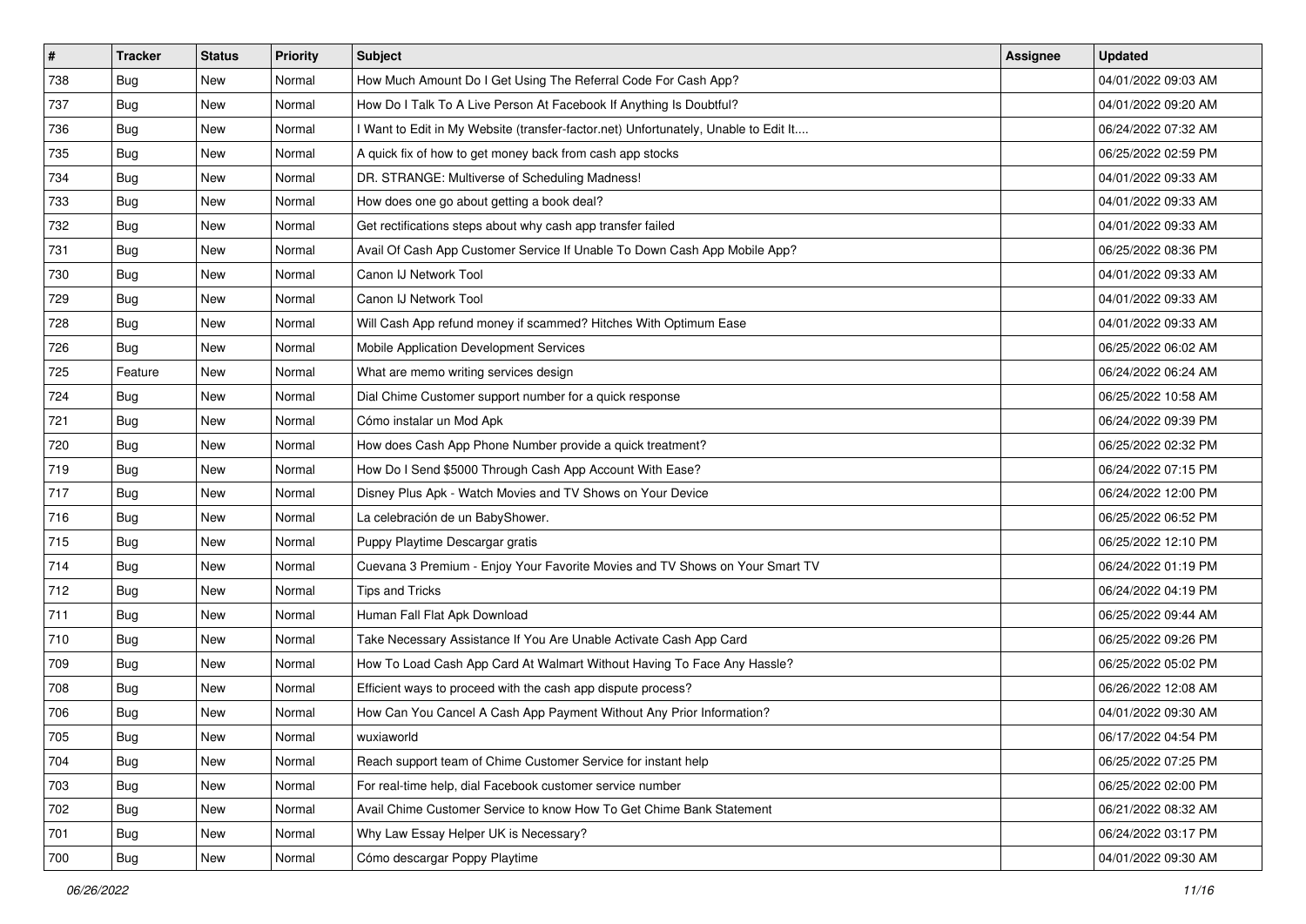| # | Tracker | Status | Priority | Subject | Assignee | Updated |
|---|---|---|---|---|---|---|
| 738 | Bug | New | Normal | How Much Amount Do I Get Using The Referral Code For Cash App? | | 04/01/2022 09:03 AM |
| 737 | Bug | New | Normal | How Do I Talk To A Live Person At Facebook If Anything Is Doubtful? | | 04/01/2022 09:20 AM |
| 736 | Bug | New | Normal | I Want to Edit in My Website (transfer-factor.net) Unfortunately, Unable to Edit It.... | | 06/24/2022 07:32 AM |
| 735 | Bug | New | Normal | A quick fix of how to get money back from cash app stocks | | 06/25/2022 02:59 PM |
| 734 | Bug | New | Normal | DR. STRANGE: Multiverse of Scheduling Madness! | | 04/01/2022 09:33 AM |
| 733 | Bug | New | Normal | How does one go about getting a book deal? | | 04/01/2022 09:33 AM |
| 732 | Bug | New | Normal | Get rectifications steps about why cash app transfer failed | | 04/01/2022 09:33 AM |
| 731 | Bug | New | Normal | Avail Of Cash App Customer Service If Unable To Down Cash App Mobile App? | | 06/25/2022 08:36 PM |
| 730 | Bug | New | Normal | Canon IJ Network Tool | | 04/01/2022 09:33 AM |
| 729 | Bug | New | Normal | Canon IJ Network Tool | | 04/01/2022 09:33 AM |
| 728 | Bug | New | Normal | Will Cash App refund money if scammed? Hitches With Optimum Ease | | 04/01/2022 09:33 AM |
| 726 | Bug | New | Normal | Mobile Application Development Services | | 06/25/2022 06:02 AM |
| 725 | Feature | New | Normal | What are memo writing services design | | 06/24/2022 06:24 AM |
| 724 | Bug | New | Normal | Dial Chime Customer support number for a quick response | | 06/25/2022 10:58 AM |
| 721 | Bug | New | Normal | Cómo instalar un Mod Apk | | 06/24/2022 09:39 PM |
| 720 | Bug | New | Normal | How does Cash App Phone Number provide a quick treatment? | | 06/25/2022 02:32 PM |
| 719 | Bug | New | Normal | How Do I Send $5000 Through Cash App Account With Ease? | | 06/24/2022 07:15 PM |
| 717 | Bug | New | Normal | Disney Plus Apk - Watch Movies and TV Shows on Your Device | | 06/24/2022 12:00 PM |
| 716 | Bug | New | Normal | La celebración de un BabyShower. | | 06/25/2022 06:52 PM |
| 715 | Bug | New | Normal | Puppy Playtime Descargar gratis | | 06/25/2022 12:10 PM |
| 714 | Bug | New | Normal | Cuevana 3 Premium - Enjoy Your Favorite Movies and TV Shows on Your Smart TV | | 06/24/2022 01:19 PM |
| 712 | Bug | New | Normal | Tips and Tricks | | 06/24/2022 04:19 PM |
| 711 | Bug | New | Normal | Human Fall Flat Apk Download | | 06/25/2022 09:44 AM |
| 710 | Bug | New | Normal | Take Necessary Assistance If You Are Unable Activate Cash App Card | | 06/25/2022 09:26 PM |
| 709 | Bug | New | Normal | How To Load Cash App Card At Walmart Without Having To Face Any Hassle? | | 06/25/2022 05:02 PM |
| 708 | Bug | New | Normal | Efficient ways to proceed with the cash app dispute process? | | 06/26/2022 12:08 AM |
| 706 | Bug | New | Normal | How Can You Cancel A Cash App Payment Without Any Prior Information? | | 04/01/2022 09:30 AM |
| 705 | Bug | New | Normal | wuxiaworld | | 06/17/2022 04:54 PM |
| 704 | Bug | New | Normal | Reach support team of Chime Customer Service for instant help | | 06/25/2022 07:25 PM |
| 703 | Bug | New | Normal | For real-time help, dial Facebook customer service number | | 06/25/2022 02:00 PM |
| 702 | Bug | New | Normal | Avail Chime Customer Service to know How To Get Chime Bank Statement | | 06/21/2022 08:32 AM |
| 701 | Bug | New | Normal | Why Law Essay Helper UK is Necessary? | | 06/24/2022 03:17 PM |
| 700 | Bug | New | Normal | Cómo descargar Poppy Playtime | | 04/01/2022 09:30 AM |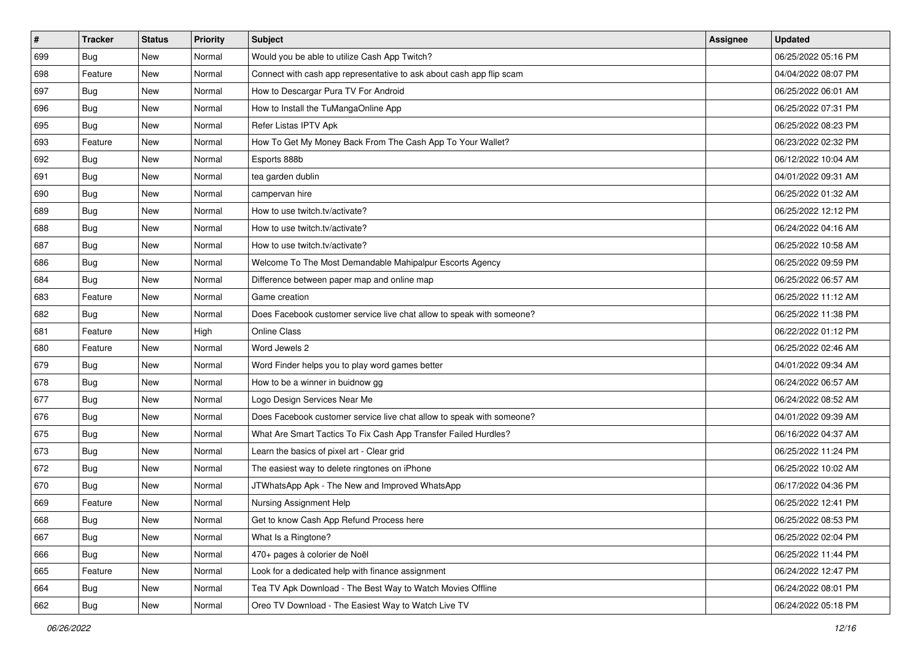| # | Tracker | Status | Priority | Subject | Assignee | Updated |
|---|---|---|---|---|---|---|
| 699 | Bug | New | Normal | Would you be able to utilize Cash App Twitch? | | 06/25/2022 05:16 PM |
| 698 | Feature | New | Normal | Connect with cash app representative to ask about cash app flip scam | | 04/04/2022 08:07 PM |
| 697 | Bug | New | Normal | How to Descargar Pura TV For Android | | 06/25/2022 06:01 AM |
| 696 | Bug | New | Normal | How to Install the TuMangaOnline App | | 06/25/2022 07:31 PM |
| 695 | Bug | New | Normal | Refer Listas IPTV Apk | | 06/25/2022 08:23 PM |
| 693 | Feature | New | Normal | How To Get My Money Back From The Cash App To Your Wallet? | | 06/23/2022 02:32 PM |
| 692 | Bug | New | Normal | Esports 888b | | 06/12/2022 10:04 AM |
| 691 | Bug | New | Normal | tea garden dublin | | 04/01/2022 09:31 AM |
| 690 | Bug | New | Normal | campervan hire | | 06/25/2022 01:32 AM |
| 689 | Bug | New | Normal | How to use twitch.tv/activate? | | 06/25/2022 12:12 PM |
| 688 | Bug | New | Normal | How to use twitch.tv/activate? | | 06/24/2022 04:16 AM |
| 687 | Bug | New | Normal | How to use twitch.tv/activate? | | 06/25/2022 10:58 AM |
| 686 | Bug | New | Normal | Welcome To The Most Demandable Mahipalpur Escorts Agency | | 06/25/2022 09:59 PM |
| 684 | Bug | New | Normal | Difference between paper map and online map | | 06/25/2022 06:57 AM |
| 683 | Feature | New | Normal | Game creation | | 06/25/2022 11:12 AM |
| 682 | Bug | New | Normal | Does Facebook customer service live chat allow to speak with someone? | | 06/25/2022 11:38 PM |
| 681 | Feature | New | High | Online Class | | 06/22/2022 01:12 PM |
| 680 | Feature | New | Normal | Word Jewels 2 | | 06/25/2022 02:46 AM |
| 679 | Bug | New | Normal | Word Finder helps you to play word games better | | 04/01/2022 09:34 AM |
| 678 | Bug | New | Normal | How to be a winner in buidnow gg | | 06/24/2022 06:57 AM |
| 677 | Bug | New | Normal | Logo Design Services Near Me | | 06/24/2022 08:52 AM |
| 676 | Bug | New | Normal | Does Facebook customer service live chat allow to speak with someone? | | 04/01/2022 09:39 AM |
| 675 | Bug | New | Normal | What Are Smart Tactics To Fix Cash App Transfer Failed Hurdles? | | 06/16/2022 04:37 AM |
| 673 | Bug | New | Normal | Learn the basics of pixel art - Clear grid | | 06/25/2022 11:24 PM |
| 672 | Bug | New | Normal | The easiest way to delete ringtones on iPhone | | 06/25/2022 10:02 AM |
| 670 | Bug | New | Normal | JTWhatsApp Apk - The New and Improved WhatsApp | | 06/17/2022 04:36 PM |
| 669 | Feature | New | Normal | Nursing Assignment Help | | 06/25/2022 12:41 PM |
| 668 | Bug | New | Normal | Get to know Cash App Refund Process here | | 06/25/2022 08:53 PM |
| 667 | Bug | New | Normal | What Is a Ringtone? | | 06/25/2022 02:04 PM |
| 666 | Bug | New | Normal | 470+ pages à colorier de Noël | | 06/25/2022 11:44 PM |
| 665 | Feature | New | Normal | Look for a dedicated help with finance assignment | | 06/24/2022 12:47 PM |
| 664 | Bug | New | Normal | Tea TV Apk Download - The Best Way to Watch Movies Offline | | 06/24/2022 08:01 PM |
| 662 | Bug | New | Normal | Oreo TV Download - The Easiest Way to Watch Live TV | | 06/24/2022 05:18 PM |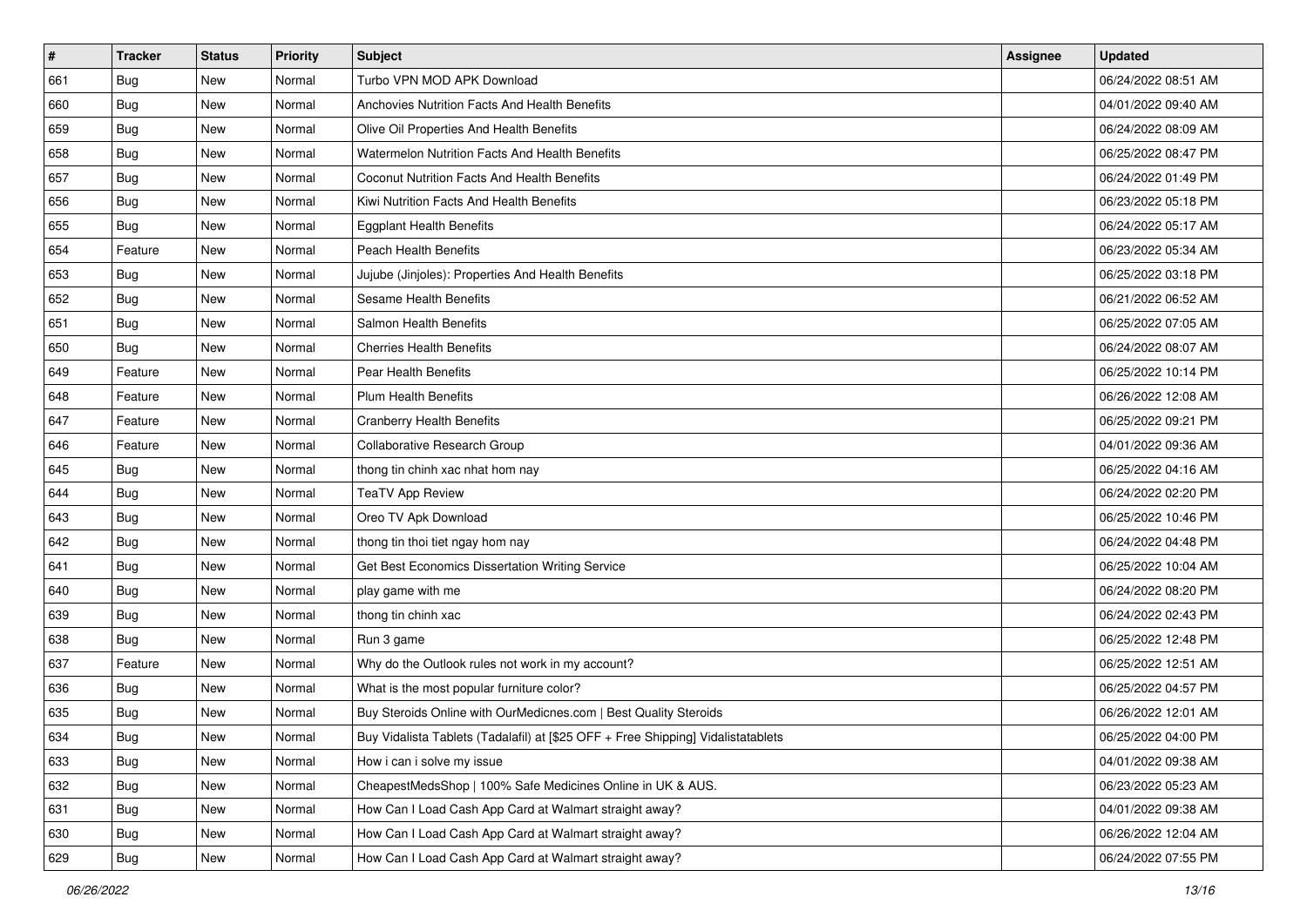| # | Tracker | Status | Priority | Subject | Assignee | Updated |
|---|---|---|---|---|---|---|
| 661 | Bug | New | Normal | Turbo VPN MOD APK Download | | 06/24/2022 08:51 AM |
| 660 | Bug | New | Normal | Anchovies Nutrition Facts And Health Benefits | | 04/01/2022 09:40 AM |
| 659 | Bug | New | Normal | Olive Oil Properties And Health Benefits | | 06/24/2022 08:09 AM |
| 658 | Bug | New | Normal | Watermelon Nutrition Facts And Health Benefits | | 06/25/2022 08:47 PM |
| 657 | Bug | New | Normal | Coconut Nutrition Facts And Health Benefits | | 06/24/2022 01:49 PM |
| 656 | Bug | New | Normal | Kiwi Nutrition Facts And Health Benefits | | 06/23/2022 05:18 PM |
| 655 | Bug | New | Normal | Eggplant Health Benefits | | 06/24/2022 05:17 AM |
| 654 | Feature | New | Normal | Peach Health Benefits | | 06/23/2022 05:34 AM |
| 653 | Bug | New | Normal | Jujube (Jinjoles): Properties And Health Benefits | | 06/25/2022 03:18 PM |
| 652 | Bug | New | Normal | Sesame Health Benefits | | 06/21/2022 06:52 AM |
| 651 | Bug | New | Normal | Salmon Health Benefits | | 06/25/2022 07:05 AM |
| 650 | Bug | New | Normal | Cherries Health Benefits | | 06/24/2022 08:07 AM |
| 649 | Feature | New | Normal | Pear Health Benefits | | 06/25/2022 10:14 PM |
| 648 | Feature | New | Normal | Plum Health Benefits | | 06/26/2022 12:08 AM |
| 647 | Feature | New | Normal | Cranberry Health Benefits | | 06/25/2022 09:21 PM |
| 646 | Feature | New | Normal | Collaborative Research Group | | 04/01/2022 09:36 AM |
| 645 | Bug | New | Normal | thong tin chinh xac nhat hom nay | | 06/25/2022 04:16 AM |
| 644 | Bug | New | Normal | TeaTV App Review | | 06/24/2022 02:20 PM |
| 643 | Bug | New | Normal | Oreo TV Apk Download | | 06/25/2022 10:46 PM |
| 642 | Bug | New | Normal | thong tin thoi tiet ngay hom nay | | 06/24/2022 04:48 PM |
| 641 | Bug | New | Normal | Get Best Economics Dissertation Writing Service | | 06/25/2022 10:04 AM |
| 640 | Bug | New | Normal | play game with me | | 06/24/2022 08:20 PM |
| 639 | Bug | New | Normal | thong tin chinh xac | | 06/24/2022 02:43 PM |
| 638 | Bug | New | Normal | Run 3 game | | 06/25/2022 12:48 PM |
| 637 | Feature | New | Normal | Why do the Outlook rules not work in my account? | | 06/25/2022 12:51 AM |
| 636 | Bug | New | Normal | What is the most popular furniture color? | | 06/25/2022 04:57 PM |
| 635 | Bug | New | Normal | Buy Steroids Online with OurMedicnes.com \| Best Quality Steroids | | 06/26/2022 12:01 AM |
| 634 | Bug | New | Normal | Buy Vidalista Tablets (Tadalafil) at [$25 OFF + Free Shipping] Vidalistatablets | | 06/25/2022 04:00 PM |
| 633 | Bug | New | Normal | How i can i solve my issue | | 04/01/2022 09:38 AM |
| 632 | Bug | New | Normal | CheapestMedsShop \| 100% Safe Medicines Online in UK & AUS. | | 06/23/2022 05:23 AM |
| 631 | Bug | New | Normal | How Can I Load Cash App Card at Walmart straight away? | | 04/01/2022 09:38 AM |
| 630 | Bug | New | Normal | How Can I Load Cash App Card at Walmart straight away? | | 06/26/2022 12:04 AM |
| 629 | Bug | New | Normal | How Can I Load Cash App Card at Walmart straight away? | | 06/24/2022 07:55 PM |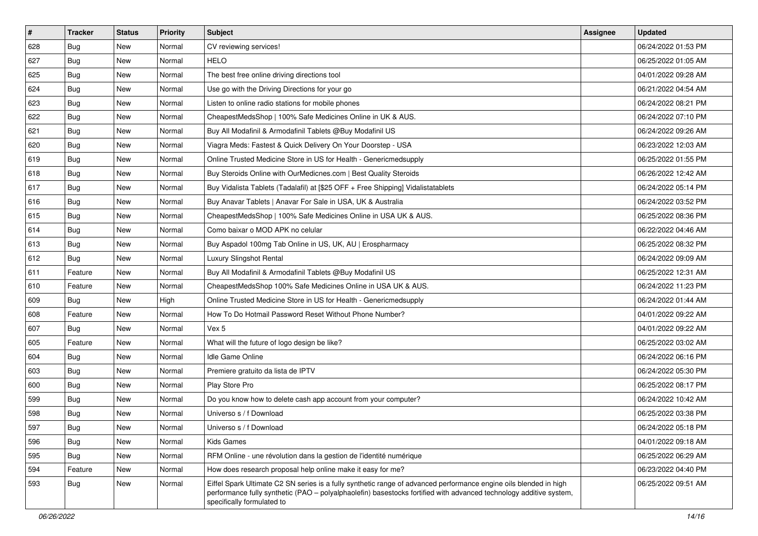| # | Tracker | Status | Priority | Subject | Assignee | Updated |
|---|---|---|---|---|---|---|
| 628 | Bug | New | Normal | CV reviewing services! | | 06/24/2022 01:53 PM |
| 627 | Bug | New | Normal | HELO | | 06/25/2022 01:05 AM |
| 625 | Bug | New | Normal | The best free online driving directions tool | | 04/01/2022 09:28 AM |
| 624 | Bug | New | Normal | Use go with the Driving Directions for your go | | 06/21/2022 04:54 AM |
| 623 | Bug | New | Normal | Listen to online radio stations for mobile phones | | 06/24/2022 08:21 PM |
| 622 | Bug | New | Normal | CheapestMedsShop \| 100% Safe Medicines Online in UK & AUS. | | 06/24/2022 07:10 PM |
| 621 | Bug | New | Normal | Buy All Modafinil & Armodafinil Tablets @Buy Modafinil US | | 06/24/2022 09:26 AM |
| 620 | Bug | New | Normal | Viagra Meds: Fastest & Quick Delivery On Your Doorstep - USA | | 06/23/2022 12:03 AM |
| 619 | Bug | New | Normal | Online Trusted Medicine Store in US for Health - Genericmedsupply | | 06/25/2022 01:55 PM |
| 618 | Bug | New | Normal | Buy Steroids Online with OurMedicnes.com \| Best Quality Steroids | | 06/26/2022 12:42 AM |
| 617 | Bug | New | Normal | Buy Vidalista Tablets (Tadalafil) at [$25 OFF + Free Shipping] Vidalistatablets | | 06/24/2022 05:14 PM |
| 616 | Bug | New | Normal | Buy Anavar Tablets \| Anavar For Sale in USA, UK & Australia | | 06/24/2022 03:52 PM |
| 615 | Bug | New | Normal | CheapestMedsShop \| 100% Safe Medicines Online in USA UK & AUS. | | 06/25/2022 08:36 PM |
| 614 | Bug | New | Normal | Como baixar o MOD APK no celular | | 06/22/2022 04:46 AM |
| 613 | Bug | New | Normal | Buy Aspadol 100mg Tab Online in US, UK, AU \| Erospharmacy | | 06/25/2022 08:32 PM |
| 612 | Bug | New | Normal | Luxury Slingshot Rental | | 06/24/2022 09:09 AM |
| 611 | Feature | New | Normal | Buy All Modafinil & Armodafinil Tablets @Buy Modafinil US | | 06/25/2022 12:31 AM |
| 610 | Feature | New | Normal | CheapestMedsShop 100% Safe Medicines Online in USA UK & AUS. | | 06/24/2022 11:23 PM |
| 609 | Bug | New | High | Online Trusted Medicine Store in US for Health - Genericmedsupply | | 06/24/2022 01:44 AM |
| 608 | Feature | New | Normal | How To Do Hotmail Password Reset Without Phone Number? | | 04/01/2022 09:22 AM |
| 607 | Bug | New | Normal | Vex 5 | | 04/01/2022 09:22 AM |
| 605 | Feature | New | Normal | What will the future of logo design be like? | | 06/25/2022 03:02 AM |
| 604 | Bug | New | Normal | Idle Game Online | | 06/24/2022 06:16 PM |
| 603 | Bug | New | Normal | Premiere gratuito da lista de IPTV | | 06/24/2022 05:30 PM |
| 600 | Bug | New | Normal | Play Store Pro | | 06/25/2022 08:17 PM |
| 599 | Bug | New | Normal | Do you know how to delete cash app account from your computer? | | 06/24/2022 10:42 AM |
| 598 | Bug | New | Normal | Universo s / f Download | | 06/25/2022 03:38 PM |
| 597 | Bug | New | Normal | Universo s / f Download | | 06/24/2022 05:18 PM |
| 596 | Bug | New | Normal | Kids Games | | 04/01/2022 09:18 AM |
| 595 | Bug | New | Normal | RFM Online - une révolution dans la gestion de l'identité numérique | | 06/25/2022 06:29 AM |
| 594 | Feature | New | Normal | How does research proposal help online make it easy for me? | | 06/23/2022 04:40 PM |
| 593 | Bug | New | Normal | Eiffel Spark Ultimate C2 SN series is a fully synthetic range of advanced performance engine oils blended in high performance fully synthetic (PAO – polyalphaolefin) basestocks fortified with advanced technology additive system, specifically formulated to | | 06/25/2022 09:51 AM |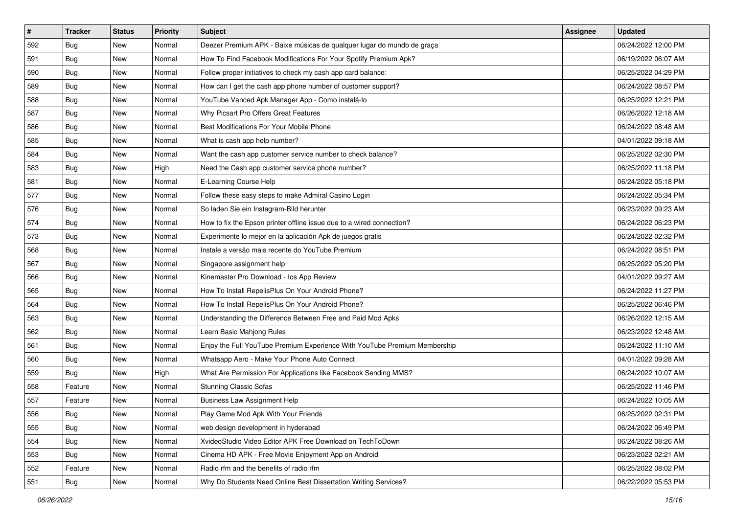| # | Tracker | Status | Priority | Subject | Assignee | Updated |
|---|---|---|---|---|---|---|
| 592 | Bug | New | Normal | Deezer Premium APK - Baixe músicas de qualquer lugar do mundo de graça | | 06/24/2022 12:00 PM |
| 591 | Bug | New | Normal | How To Find Facebook Modifications For Your Spotify Premium Apk? | | 06/19/2022 06:07 AM |
| 590 | Bug | New | Normal | Follow proper initiatives to check my cash app card balance: | | 06/25/2022 04:29 PM |
| 589 | Bug | New | Normal | How can I get the cash app phone number of customer support? | | 06/24/2022 08:57 PM |
| 588 | Bug | New | Normal | YouTube Vanced Apk Manager App - Como instalá-lo | | 06/25/2022 12:21 PM |
| 587 | Bug | New | Normal | Why Picsart Pro Offers Great Features | | 06/26/2022 12:18 AM |
| 586 | Bug | New | Normal | Best Modifications For Your Mobile Phone | | 06/24/2022 08:48 AM |
| 585 | Bug | New | Normal | What is cash app help number? | | 04/01/2022 09:18 AM |
| 584 | Bug | New | Normal | Want the cash app customer service number to check balance? | | 06/25/2022 02:30 PM |
| 583 | Bug | New | High | Need the Cash app customer service phone number? | | 06/25/2022 11:18 PM |
| 581 | Bug | New | Normal | E-Learning Course Help | | 06/24/2022 05:18 PM |
| 577 | Bug | New | Normal | Follow these easy steps to make Admiral Casino Login | | 06/24/2022 05:34 PM |
| 576 | Bug | New | Normal | So laden Sie ein Instagram-Bild herunter | | 06/23/2022 09:23 AM |
| 574 | Bug | New | Normal | How to fix the Epson printer offline issue due to a wired connection? | | 06/24/2022 06:23 PM |
| 573 | Bug | New | Normal | Experimente lo mejor en la aplicación Apk de juegos gratis | | 06/24/2022 02:32 PM |
| 568 | Bug | New | Normal | Instale a versão mais recente do YouTube Premium | | 06/24/2022 08:51 PM |
| 567 | Bug | New | Normal | Singapore assignment help | | 06/25/2022 05:20 PM |
| 566 | Bug | New | Normal | Kinemaster Pro Download - Ios App Review | | 04/01/2022 09:27 AM |
| 565 | Bug | New | Normal | How To Install RepelisPlus On Your Android Phone? | | 06/24/2022 11:27 PM |
| 564 | Bug | New | Normal | How To Install RepelisPlus On Your Android Phone? | | 06/25/2022 06:46 PM |
| 563 | Bug | New | Normal | Understanding the Difference Between Free and Paid Mod Apks | | 06/26/2022 12:15 AM |
| 562 | Bug | New | Normal | Learn Basic Mahjong Rules | | 06/23/2022 12:48 AM |
| 561 | Bug | New | Normal | Enjoy the Full YouTube Premium Experience With YouTube Premium Membership | | 06/24/2022 11:10 AM |
| 560 | Bug | New | Normal | Whatsapp Aero - Make Your Phone Auto Connect | | 04/01/2022 09:28 AM |
| 559 | Bug | New | High | What Are Permission For Applications like Facebook Sending MMS? | | 06/24/2022 10:07 AM |
| 558 | Feature | New | Normal | Stunning Classic Sofas | | 06/25/2022 11:46 PM |
| 557 | Feature | New | Normal | Business Law Assignment Help | | 06/24/2022 10:05 AM |
| 556 | Bug | New | Normal | Play Game Mod Apk With Your Friends | | 06/25/2022 02:31 PM |
| 555 | Bug | New | Normal | web design development in hyderabad | | 06/24/2022 06:49 PM |
| 554 | Bug | New | Normal | XvideoStudio Video Editor APK Free Download on TechToDown | | 06/24/2022 08:26 AM |
| 553 | Bug | New | Normal | Cinema HD APK - Free Movie Enjoyment App on Android | | 06/23/2022 02:21 AM |
| 552 | Feature | New | Normal | Radio rfm and the benefits of radio rfm | | 06/25/2022 08:02 PM |
| 551 | Bug | New | Normal | Why Do Students Need Online Best Dissertation Writing Services? | | 06/22/2022 05:53 PM |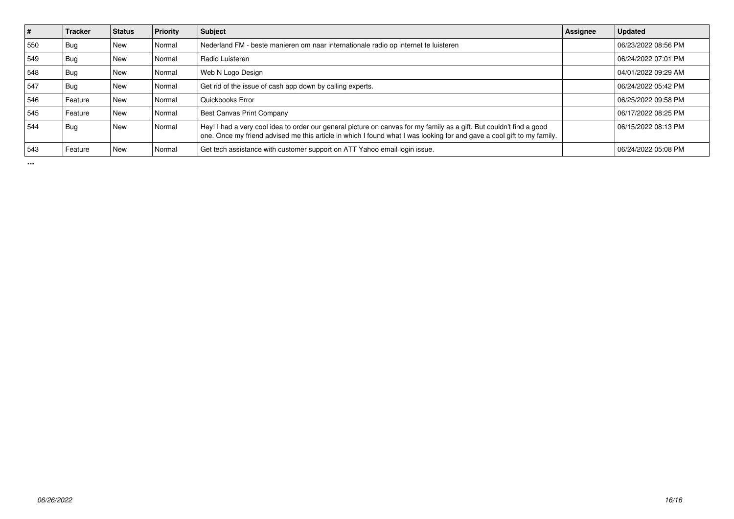| # | Tracker | Status | Priority | Subject | Assignee | Updated |
|---|---|---|---|---|---|---|
| 550 | Bug | New | Normal | Nederland FM - beste manieren om naar internationale radio op internet te luisteren | | 06/23/2022 08:56 PM |
| 549 | Bug | New | Normal | Radio Luisteren | | 06/24/2022 07:01 PM |
| 548 | Bug | New | Normal | Web N Logo Design | | 04/01/2022 09:29 AM |
| 547 | Bug | New | Normal | Get rid of the issue of cash app down by calling experts. | | 06/24/2022 05:42 PM |
| 546 | Feature | New | Normal | Quickbooks Error | | 06/25/2022 09:58 PM |
| 545 | Feature | New | Normal | Best Canvas Print Company | | 06/17/2022 08:25 PM |
| 544 | Bug | New | Normal | Hey! I had a very cool idea to order our general picture on canvas for my family as a gift. But couldn't find a good one. Once my friend advised me this article in which I found what I was looking for and gave a cool gift to my family. | | 06/15/2022 08:13 PM |
| 543 | Feature | New | Normal | Get tech assistance with customer support on ATT Yahoo email login issue. | | 06/24/2022 05:08 PM |

...